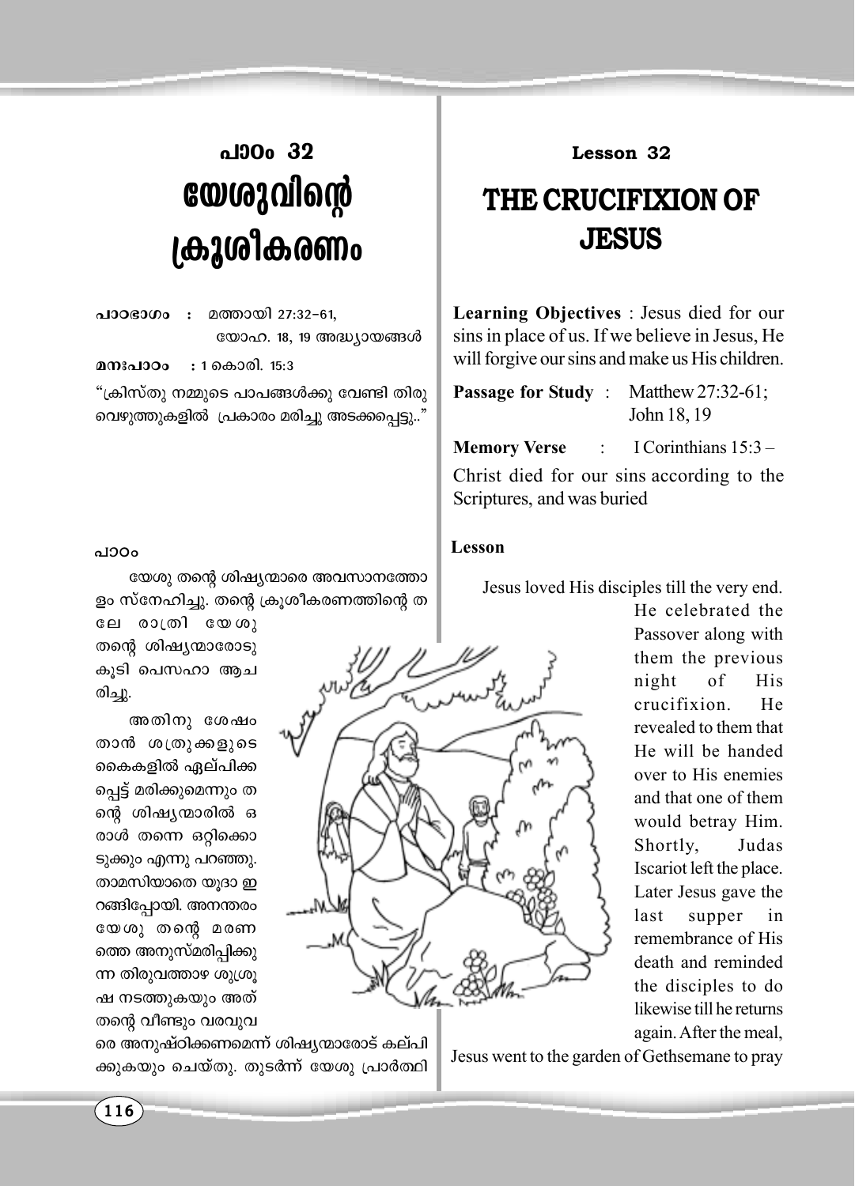# പാഠം 32

# യേശുവിന്റെ ക്രൂശീകരണം

**പാഠഭാഗം :** മത്തായി 27:32–61, യോഹ. 18, 19 അദ്ധ്യായങ്ങൾ

**മനഃപാഠം :** 1 കൊരി. 15:3

"ക്രിസ്തു നമ്മുടെ പാപങ്ങൾക്കു വേണ്ടി തിരുവെഴുത്തുകളിൽ പ്രകാരം മരിച്ചു അടക്കപ്പെട്ടു.."

**പാഠം**

യേശു തന്റെ ശിഷ്യന്മാരെ അവസാനത്തോളം സ്നേഹിച്ചു. തന്റെ ക്രൂശീകരണത്തിന്റെ തലേ രാത്രി യേശു തന്റെ ശിഷ്യന്മാരോടു കൂടി പെസഹാ ആചരിച്ചു.

അതിനു ശേഷം താൻ ശത്രുക്കളുടെ കൈകളിൽ ഏല്പിക്കപ്പെട്ട് മരിക്കുമെന്നും തന്റെ ശിഷ്യന്മാരിൽ ഒരാൾ തന്നെ ഒറ്റിക്കൊടുക്കും എന്നു പറഞ്ഞു. താമസിയാതെ യൂദാ ഇറങ്ങിപ്പോയി. അനന്തരം യേശു തന്റെ മരണത്തെ അനുസ്മരിപ്പിക്കുന്ന തിരുവത്താഴ ശുശ്രൂഷ നടത്തുകയും അത് തന്റെ വീണ്ടും വരവുവരെ അനുഷ്ഠിക്കണമെന്ന് ശിഷ്യന്മാരോട് കല്പിക്കുകയും ചെയ്തു. തുടർന്ന് യേശു പ്രാർത്ഥി

# Lesson 32

# THE CRUCIFIXION OF JESUS

**Learning Objectives** : Jesus died for our sins in place of us. If we believe in Jesus, He will forgive our sins and make us His children.

**Passage for Study** : Matthew 27:32-61; John 18, 19

**Memory Verse** : I Corinthians 15:3 –

Christ died for our sins according to the Scriptures, and was buried

**Lesson**

Jesus loved His disciples till the very end. He celebrated the Passover along with them the previous night of His crucifixion. He revealed to them that He will be handed over to His enemies and that one of them would betray Him. Shortly, Judas Iscariot left the place. Later Jesus gave the last supper in remembrance of His death and reminded the disciples to do likewise till he returns again. After the meal, Jesus went to the garden of Gethsemane to pray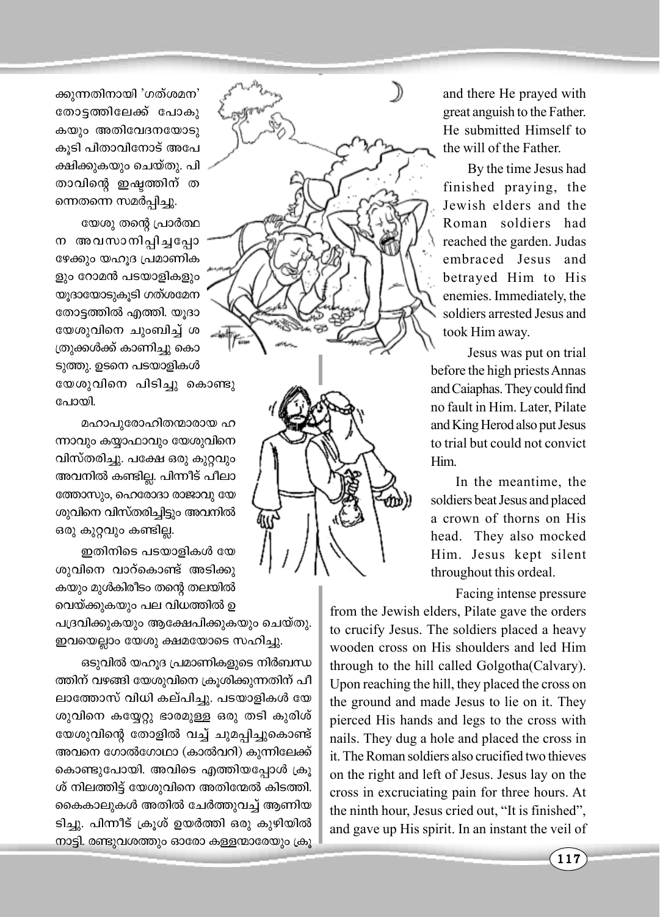ക്കുന്നതിനായി 'ഗത്ശമന' തോട്ടത്തിലേക്ക് പോകുകയും അതിവേദനയോടുകൂടി പിതാവിനോട് അപേക്ഷിക്കുകയും ചെയ്തു. പിതാവിന്റെ ഇഷ്ടത്തിന് തന്നെതന്നെ സമർപ്പിച്ചു.

യേശു തന്റെ പ്രാർത്ഥന അവസാനിപ്പിച്ചപ്പോഴേക്കും യഹൂദ പ്രമാണികളും റോമൻ പടയാളികളും യൂദാസിനോടുകൂടി ഗത്ശമേന തോട്ടത്തിൽ എത്തി. യൂദാ യേശുവിനെ ചുംബിച്ച് ശത്രുക്കൾക്ക് കാണിച്ചു കൊടുത്തു. ഉടനെ പടയാളികൾ യേശുവിനെ പിടിച്ചു കൊണ്ടുപോയി.

മഹാപുരോഹിതന്മാരായ ഹന്നാവും കയ്യാഫാവും യേശുവിനെ വിസ്തരിച്ചു. പക്ഷേ ഒരു കുറ്റവും അവനിൽ കണ്ടില്ല. പിന്നീട് പീലാത്തോസും, ഹെരോദാ രാജാവു യേശുവിനെ വിസ്തരിച്ചിട്ടും അവനിൽ ഒരു കുറ്റവും കണ്ടില്ല.

ഇതിനിടെ പടയാളികൾ യേശുവിനെ വാറ്കൊണ്ട് അടിക്കുകയും മുൾകിരീടം തന്റെ തലയിൽ വെയ്ക്കുകയും പല വിധത്തിൽ ഉപദ്രവിക്കുകയും ആക്ഷേപിക്കുകയും ചെയ്തു. ഇവയെല്ലാം യേശു ക്ഷമയോടെ സഹിച്ചു.

ഒടുവിൽ യഹൂദ പ്രമാണികളുടെ നിർബന്ധത്തിന് വഴങ്ങി യേശുവിനെ ക്രൂശിക്കുന്നതിന് പീലാത്തോസ് വിധി കല്പിച്ചു. പടയാളികൾ യേശുവിനെ കയ്യേറ്റു ഭാരമുള്ള ഒരു തടി കുരിശ് യേശുവിന്റെ തോളിൽ വച്ച് ചുമപ്പിച്ചുകൊണ്ട് അവനെ ഗോൽഗോഥാ (കാൽവറി) കുന്നിലേക്ക് കൊണ്ടുപോയി. അവിടെ എത്തിയപ്പോൾ ക്രൂശ് നിലത്തിട്ട് യേശുവിനെ അതിന്മേൽ കിടത്തി. കൈകാലുകൾ അതിൽ ചേർത്തുവച്ച് ആണിയടിച്ചു. പിന്നീട് ക്രൂശ് ഉയർത്തി ഒരു കുഴിയിൽ നാട്ടി. രണ്ടുവശത്തും ഓരോ കള്ളന്മാരേയും ക്രൂ

and there He prayed with great anguish to the Father. He submitted Himself to the will of the Father.

By the time Jesus had finished praying, the Jewish elders and the Roman soldiers had reached the garden. Judas embraced Jesus and betrayed Him to His enemies. Immediately, the soldiers arrested Jesus and took Him away.

Jesus was put on trial before the high priests Annas and Caiaphas. They could find no fault in Him. Later, Pilate and King Herod also put Jesus to trial but could not convict Him.

In the meantime, the soldiers beat Jesus and placed a crown of thorns on His head. They also mocked Him. Jesus kept silent throughout this ordeal.

Facing intense pressure from the Jewish elders, Pilate gave the orders to crucify Jesus. The soldiers placed a heavy wooden cross on His shoulders and led Him through to the hill called Golgotha(Calvary). Upon reaching the hill, they placed the cross on the ground and made Jesus to lie on it. They pierced His hands and legs to the cross with nails. They dug a hole and placed the cross in it. The Roman soldiers also crucified two thieves on the right and left of Jesus. Jesus lay on the cross in excruciating pain for three hours. At the ninth hour, Jesus cried out, "It is finished", and gave up His spirit. In an instant the veil of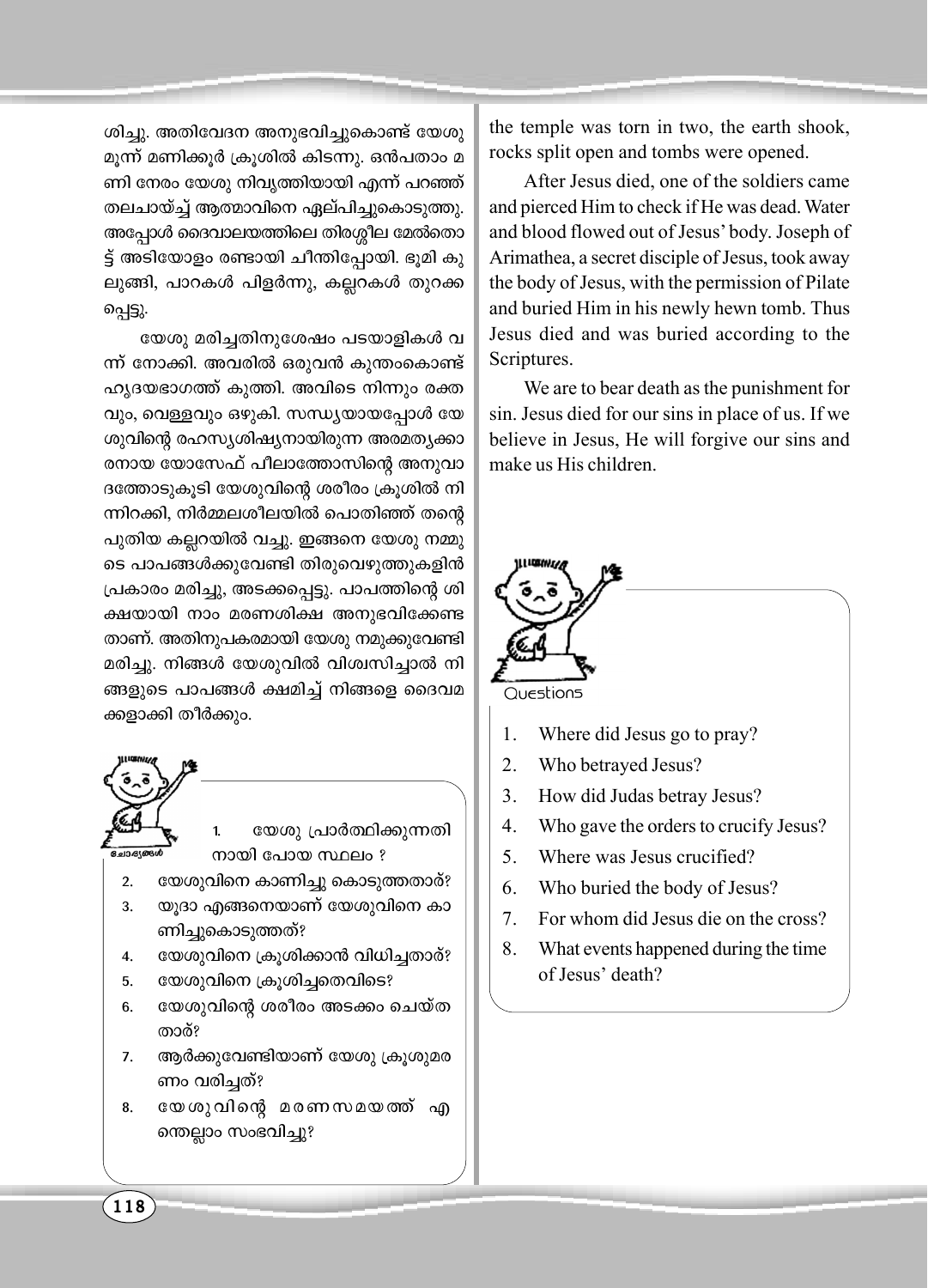ശിച്ചു. അതിവേദന അനുഭവിച്ചുകൊണ്ട് യേശു മൂന്ന് മണിക്കൂർ ക്രൂശിൽ കിടന്നു. ഒൻപതാം മണി നേരം യേശു നിവൃത്തിയായി എന്ന് പറഞ്ഞ് തലചായ്ച്ച് ആത്മാവിനെ ഏല്പിച്ചുകൊടുത്തു. അപ്പോൾ ദൈവാലയത്തിലെ തിരശ്ശീല മേൽതൊട്ട് അടിയോളം രണ്ടായി ചീന്തിപ്പോയി. ഭൂമി കുലുങ്ങി, പാറകൾ പിളർന്നു, കല്ലറകൾ തുറക്കപ്പെട്ടു.

യേശു മരിച്ചതിനുശേഷം പടയാളികൾ വന്ന് നോക്കി. അവരിൽ ഒരുവൻ കുന്തംകൊണ്ട് ഹൃദയഭാഗത്ത് കുത്തി. അവിടെ നിന്നും രക്തവും, വെള്ളവും ഒഴുകി. സന്ധ്യയായപ്പോൾ യേശുവിന്റെ രഹസ്യശിഷ്യനായിരുന്ന അരമത്യക്കാരനായ യോസേഫ് പീലാത്തോസിന്റെ അനുവാദത്തോടുകൂടി യേശുവിന്റെ ശരീരം ക്രൂശിൽ നിന്നിറക്കി, നിർമ്മലശീലയിൽ പൊതിഞ്ഞ് തന്റെ പുതിയ കല്ലറയിൽ വച്ചു. ഇങ്ങനെ യേശു നമ്മുടെ പാപങ്ങൾക്കുവേണ്ടി തിരുവെഴുത്തുകളിൻ പ്രകാരം മരിച്ചു, അടക്കപ്പെട്ടു. പാപത്തിന്റെ ശിക്ഷയായി നാം മരണശിക്ഷ അനുഭവിക്കേണ്ടതാണ്. അതിനുപകരമായി യേശു നമുക്കുവേണ്ടി മരിച്ചു. നിങ്ങൾ യേശുവിൽ വിശ്വസിച്ചാൽ നിങ്ങളുടെ പാപങ്ങൾ ക്ഷമിച്ച് നിങ്ങളെ ദൈവമക്കളാക്കി തീർക്കും.

ചോദ്യങ്ങൾ

1. യേശു പ്രാർത്ഥിക്കുന്നതിനായി പോയ സ്ഥലം ?
2. യേശുവിനെ കാണിച്ചു കൊടുത്തതാര്?
3. യൂദാ എങ്ങനെയാണ് യേശുവിനെ കാണിച്ചുകൊടുത്തത്?
4. യേശുവിനെ ക്രൂശിക്കാൻ വിധിച്ചതാര്?
5. യേശുവിനെ ക്രൂശിച്ചതെവിടെ?
6. യേശുവിന്റെ ശരീരം അടക്കം ചെയ്തതാര്?
7. ആർക്കുവേണ്ടിയാണ് യേശു ക്രൂശുമരണം വരിച്ചത്?
8. യേശുവിന്റെ മരണസമയത്ത് എന്തെല്ലാം സംഭവിച്ചു?

the temple was torn in two, the earth shook, rocks split open and tombs were opened.

After Jesus died, one of the soldiers came and pierced Him to check if He was dead. Water and blood flowed out of Jesus' body. Joseph of Arimathea, a secret disciple of Jesus, took away the body of Jesus, with the permission of Pilate and buried Him in his newly hewn tomb. Thus Jesus died and was buried according to the Scriptures.

We are to bear death as the punishment for sin. Jesus died for our sins in place of us. If we believe in Jesus, He will forgive our sins and make us His children.

Questions

1. Where did Jesus go to pray?
2. Who betrayed Jesus?
3. How did Judas betray Jesus?
4. Who gave the orders to crucify Jesus?
5. Where was Jesus crucified?
6. Who buried the body of Jesus?
7. For whom did Jesus die on the cross?
8. What events happened during the time of Jesus' death?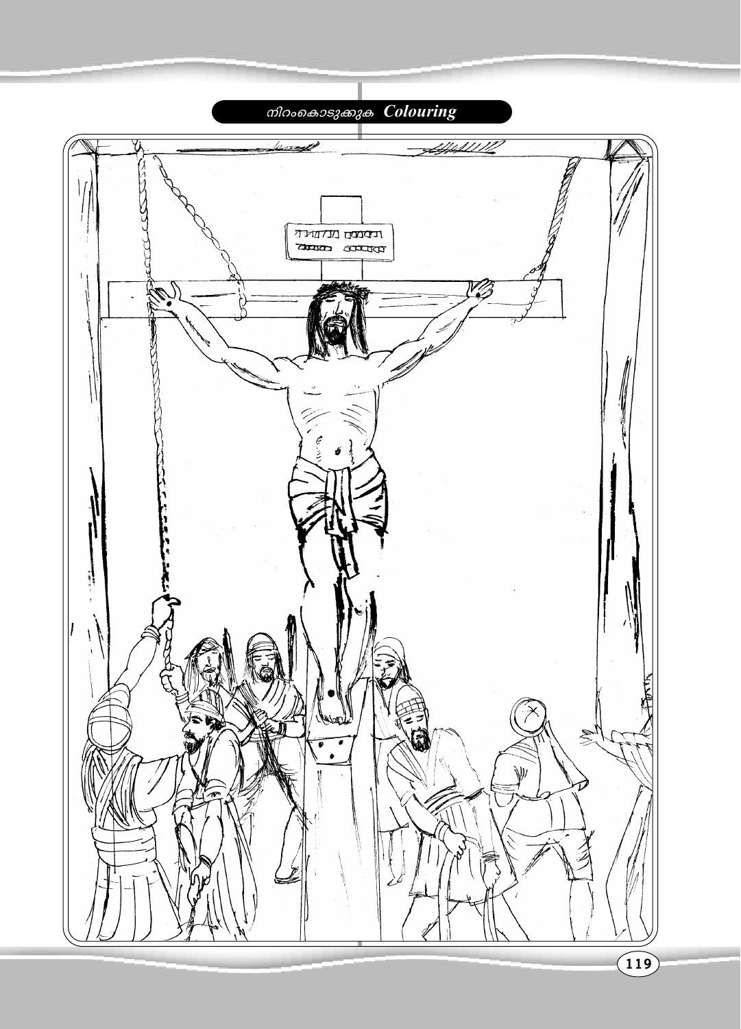## നിറംകൊടുക്കുക *Colouring*